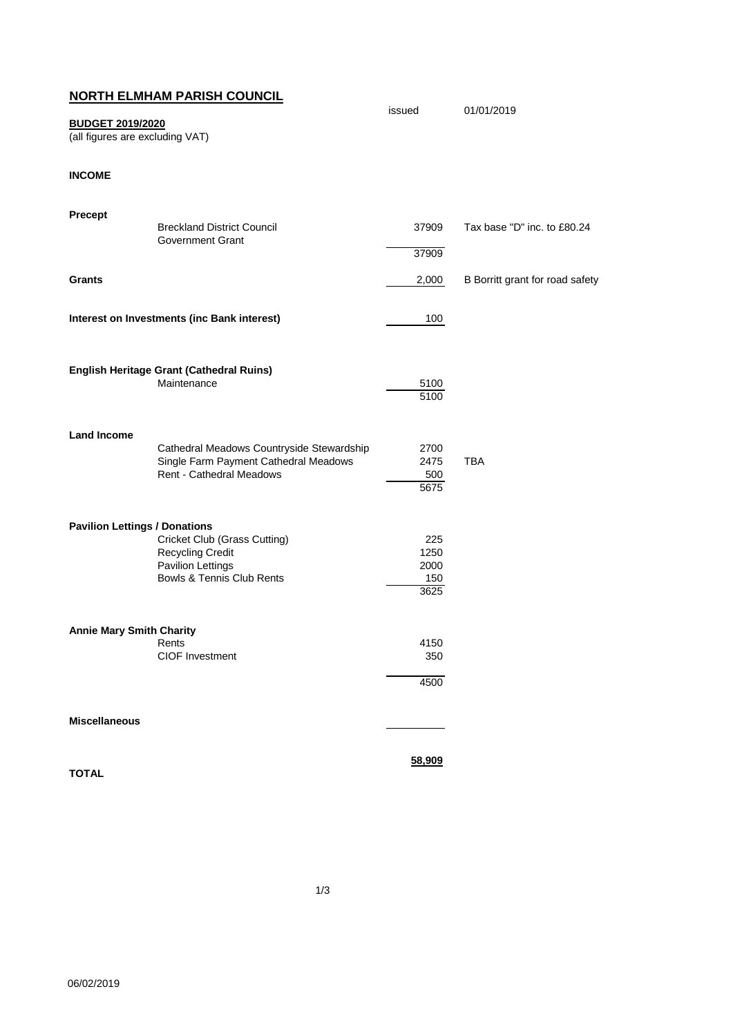## NORTH ELMHAM PARISH COUNCIL

issued 01/01/2019

**BUDGET 2019/2020**
(all figures are excluding VAT)

### INCOME

| | | Amount | Notes |
|---|---|---|---|
| **Precept** | | | |
| | Breckland District Council | 37909 | Tax base "D" inc. to £80.24 |
| | Government Grant | | |
| | | 37909 | |
| **Grants** | | 2,000 | B Borritt grant for road safety |
| **Interest on Investments (inc Bank interest)** | | 100 | |
| **English Heritage Grant (Cathedral Ruins)** | | | |
| | Maintenance | 5100 | |
| | | 5100 | |
| **Land Income** | | | |
| | Cathedral Meadows Countryside Stewardship | 2700 | |
| | Single Farm Payment Cathedral Meadows | 2475 | TBA |
| | Rent - Cathedral Meadows | 500 | |
| | | 5675 | |
| **Pavilion Lettings / Donations** | | | |
| | Cricket Club (Grass Cutting) | 225 | |
| | Recycling Credit | 1250 | |
| | Pavilion Lettings | 2000 | |
| | Bowls & Tennis Club Rents | 150 | |
| | | 3625 | |
| **Annie Mary Smith Charity** | | | |
| | Rents | 4150 | |
| | CIOF Investment | 350 | |
| | | 4500 | |
| **Miscellaneous** | | | |
| **TOTAL** | | **58,909** | |

06/02/2019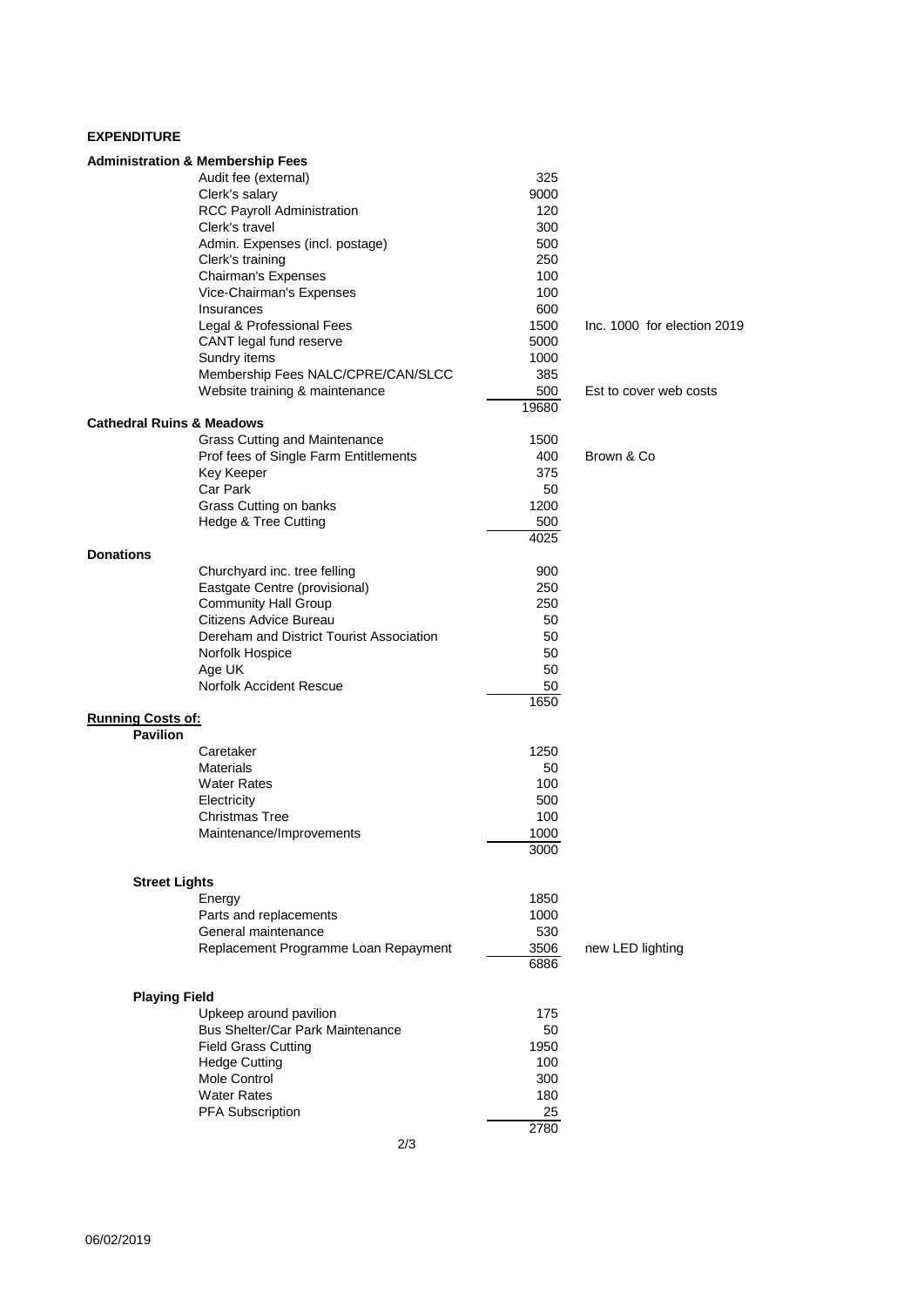## EXPENDITURE

### Administration & Membership Fees

| Item | Amount | Notes |
|---|---|---|
| Audit fee (external) | 325 | |
| Clerk's salary | 9000 | |
| RCC Payroll Administration | 120 | |
| Clerk's travel | 300 | |
| Admin. Expenses (incl. postage) | 500 | |
| Clerk's training | 250 | |
| Chairman's Expenses | 100 | |
| Vice-Chairman's Expenses | 100 | |
| Insurances | 600 | |
| Legal & Professional Fees | 1500 | Inc. 1000 for election 2019 |
| CANT legal fund reserve | 5000 | |
| Sundry items | 1000 | |
| Membership Fees NALC/CPRE/CAN/SLCC | 385 | |
| Website training & maintenance | 500 | Est to cover web costs |
| | 19680 | |

### Cathedral Ruins & Meadows

| Item | Amount | Notes |
|---|---|---|
| Grass Cutting and Maintenance | 1500 | |
| Prof fees of Single Farm Entitlements | 400 | Brown & Co |
| Key Keeper | 375 | |
| Car Park | 50 | |
| Grass Cutting on banks | 1200 | |
| Hedge & Tree Cutting | 500 | |
| | 4025 | |

### Donations

| Item | Amount |
|---|---|
| Churchyard inc. tree felling | 900 |
| Eastgate Centre (provisional) | 250 |
| Community Hall Group | 250 |
| Citizens Advice Bureau | 50 |
| Dereham and District Tourist Association | 50 |
| Norfolk Hospice | 50 |
| Age UK | 50 |
| Norfolk Accident Rescue | 50 |
| | 1650 |

### Running Costs of:

#### Pavilion

| Item | Amount |
|---|---|
| Caretaker | 1250 |
| Materials | 50 |
| Water Rates | 100 |
| Electricity | 500 |
| Christmas Tree | 100 |
| Maintenance/Improvements | 1000 |
| | 3000 |

#### Street Lights

| Item | Amount | Notes |
|---|---|---|
| Energy | 1850 | |
| Parts and replacements | 1000 | |
| General maintenance | 530 | |
| Replacement Programme Loan Repayment | 3506 | new LED lighting |
| | 6886 | |

#### Playing Field

| Item | Amount |
|---|---|
| Upkeep around pavilion | 175 |
| Bus Shelter/Car Park Maintenance | 50 |
| Field Grass Cutting | 1950 |
| Hedge Cutting | 100 |
| Mole Control | 300 |
| Water Rates | 180 |
| PFA Subscription | 25 |
| | 2780 |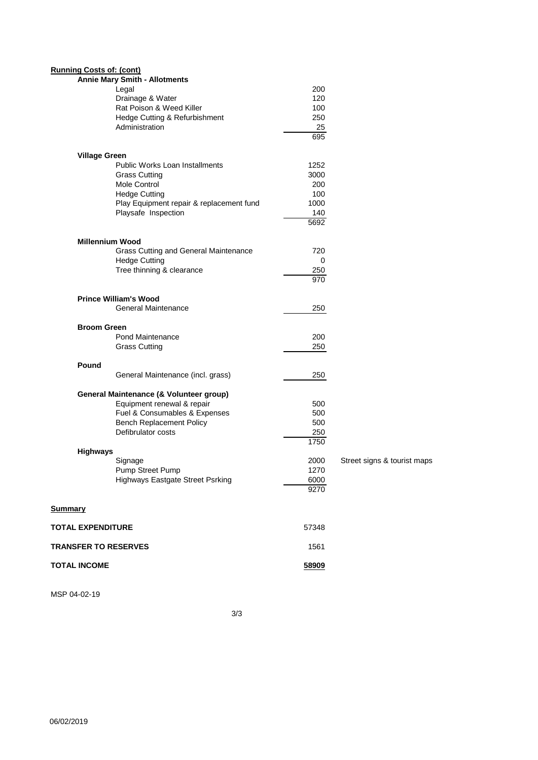**Running Costs of: (cont)**

| | | | |
|---|---|---|---|
| **Annie Mary Smith - Allotments** | | | |
| | Legal | 200 | |
| | Drainage & Water | 120 | |
| | Rat Poison & Weed Killer | 100 | |
| | Hedge Cutting & Refurbishment | 250 | |
| | Administration | 25 | |
| | | 695 | |
| **Village Green** | | | |
| | Public Works Loan Installments | 1252 | |
| | Grass Cutting | 3000 | |
| | Mole Control | 200 | |
| | Hedge Cutting | 100 | |
| | Play Equipment repair & replacement fund | 1000 | |
| | Playsafe Inspection | 140 | |
| | | 5692 | |
| **Millennium Wood** | | | |
| | Grass Cutting and General Maintenance | 720 | |
| | Hedge Cutting | 0 | |
| | Tree thinning & clearance | 250 | |
| | | 970 | |
| **Prince William's Wood** | | | |
| | General Maintenance | 250 | |
| **Broom Green** | | | |
| | Pond Maintenance | 200 | |
| | Grass Cutting | 250 | |
| **Pound** | | | |
| | General Maintenance (incl. grass) | 250 | |
| **General Maintenance (& Volunteer group)** | | | |
| | Equipment renewal & repair | 500 | |
| | Fuel & Consumables & Expenses | 500 | |
| | Bench Replacement Policy | 500 | |
| | Defibrulator costs | 250 | |
| | | 1750 | |
| **Highways** | | | |
| | Signage | 2000 | Street signs & tourist maps |
| | Pump Street Pump | 1270 | |
| | Highways Eastgate Street Psrking | 6000 | |
| | | 9270 | |

**Summary**

| | |
|---|---|
| **TOTAL EXPENDITURE** | 57348 |
| **TRANSFER TO RESERVES** | 1561 |
| **TOTAL INCOME** | **58909** |

MSP 04-02-19

06/02/2019